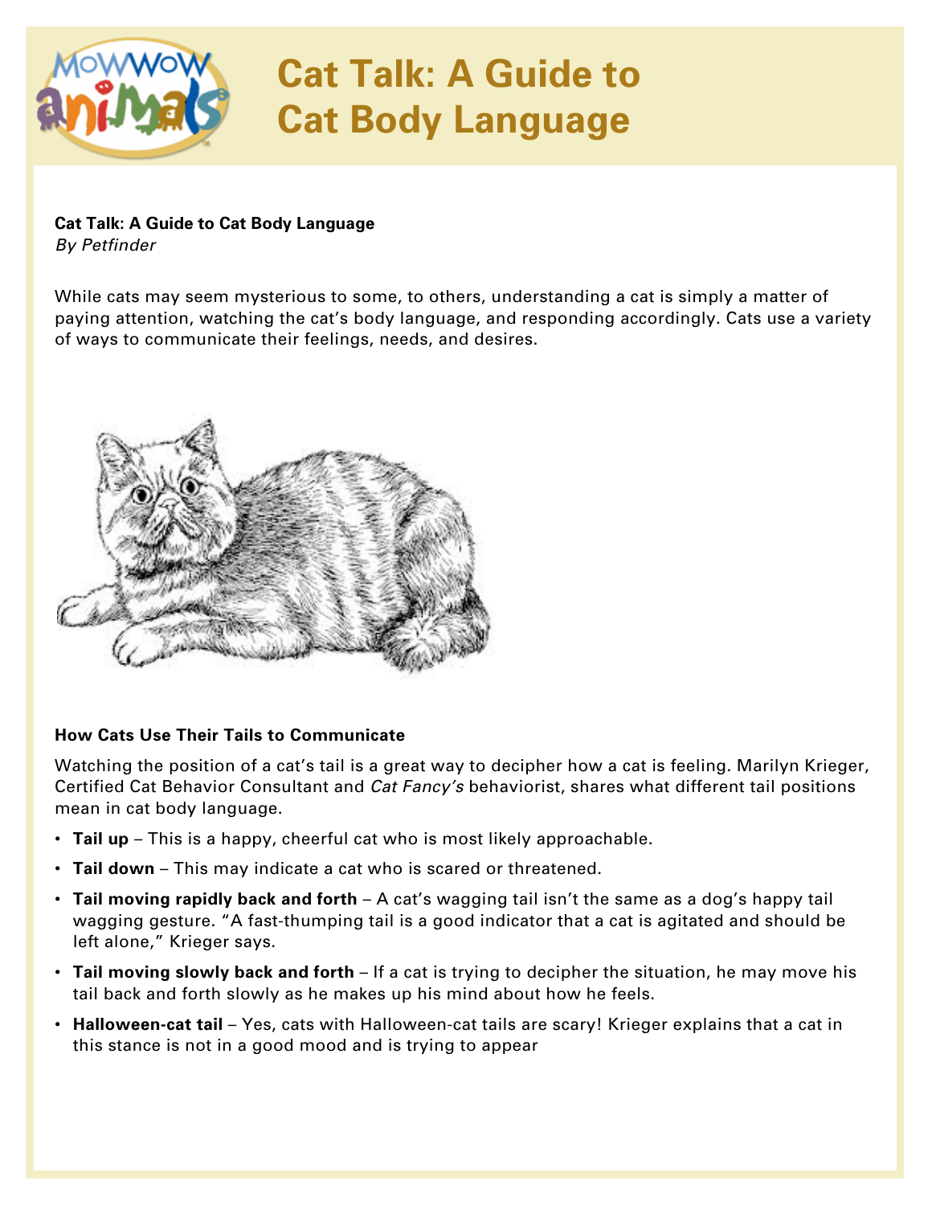# Cat Talk: A Guide to Cat Body Language

**Cat Talk: A Guide to Cat Body Language**
*By Petfinder*

While cats may seem mysterious to some, to others, understanding a cat is simply a matter of paying attention, watching the cat's body language, and responding accordingly. Cats use a variety of ways to communicate their feelings, needs, and desires.

**How Cats Use Their Tails to Communicate**

Watching the position of a cat's tail is a great way to decipher how a cat is feeling. Marilyn Krieger, Certified Cat Behavior Consultant and *Cat Fancy's* behaviorist, shares what different tail positions mean in cat body language.

- **Tail up** – This is a happy, cheerful cat who is most likely approachable.
- **Tail down** – This may indicate a cat who is scared or threatened.
- **Tail moving rapidly back and forth** – A cat's wagging tail isn't the same as a dog's happy tail wagging gesture. "A fast-thumping tail is a good indicator that a cat is agitated and should be left alone," Krieger says.
- **Tail moving slowly back and forth** – If a cat is trying to decipher the situation, he may move his tail back and forth slowly as he makes up his mind about how he feels.
- **Halloween-cat tail** – Yes, cats with Halloween-cat tails are scary! Krieger explains that a cat in this stance is not in a good mood and is trying to appear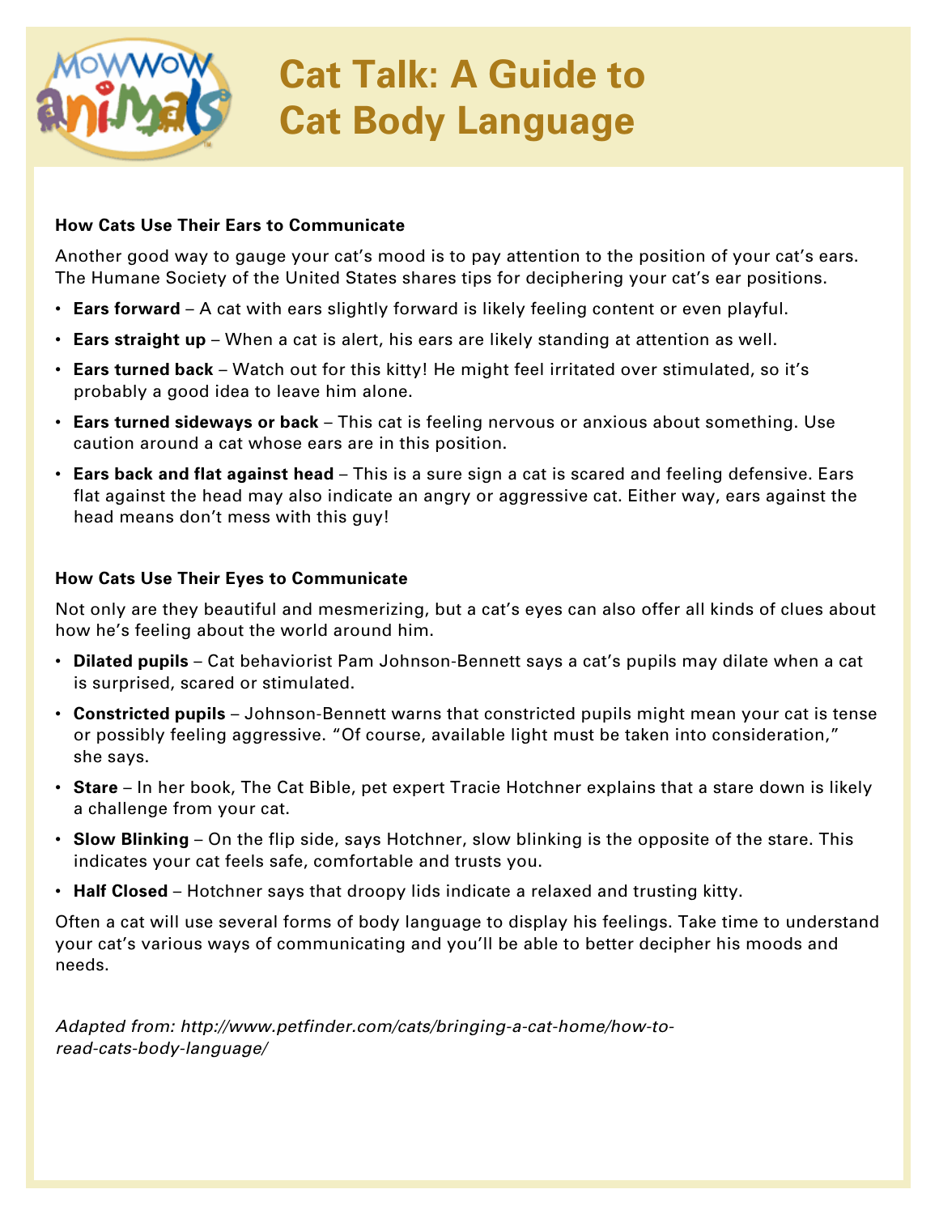# Cat Talk: A Guide to Cat Body Language

**How Cats Use Their Ears to Communicate**

Another good way to gauge your cat's mood is to pay attention to the position of your cat's ears. The Humane Society of the United States shares tips for deciphering your cat's ear positions.

- **Ears forward** – A cat with ears slightly forward is likely feeling content or even playful.
- **Ears straight up** – When a cat is alert, his ears are likely standing at attention as well.
- **Ears turned back** – Watch out for this kitty! He might feel irritated over stimulated, so it's probably a good idea to leave him alone.
- **Ears turned sideways or back** – This cat is feeling nervous or anxious about something. Use caution around a cat whose ears are in this position.
- **Ears back and flat against head** – This is a sure sign a cat is scared and feeling defensive. Ears flat against the head may also indicate an angry or aggressive cat. Either way, ears against the head means don't mess with this guy!

**How Cats Use Their Eyes to Communicate**

Not only are they beautiful and mesmerizing, but a cat's eyes can also offer all kinds of clues about how he's feeling about the world around him.

- **Dilated pupils** – Cat behaviorist Pam Johnson-Bennett says a cat's pupils may dilate when a cat is surprised, scared or stimulated.
- **Constricted pupils** – Johnson-Bennett warns that constricted pupils might mean your cat is tense or possibly feeling aggressive. "Of course, available light must be taken into consideration," she says.
- **Stare** – In her book, The Cat Bible, pet expert Tracie Hotchner explains that a stare down is likely a challenge from your cat.
- **Slow Blinking** – On the flip side, says Hotchner, slow blinking is the opposite of the stare. This indicates your cat feels safe, comfortable and trusts you.
- **Half Closed** – Hotchner says that droopy lids indicate a relaxed and trusting kitty.

Often a cat will use several forms of body language to display his feelings. Take time to understand your cat's various ways of communicating and you'll be able to better decipher his moods and needs.

*Adapted from: http://www.petfinder.com/cats/bringing-a-cat-home/how-to-read-cats-body-language/*